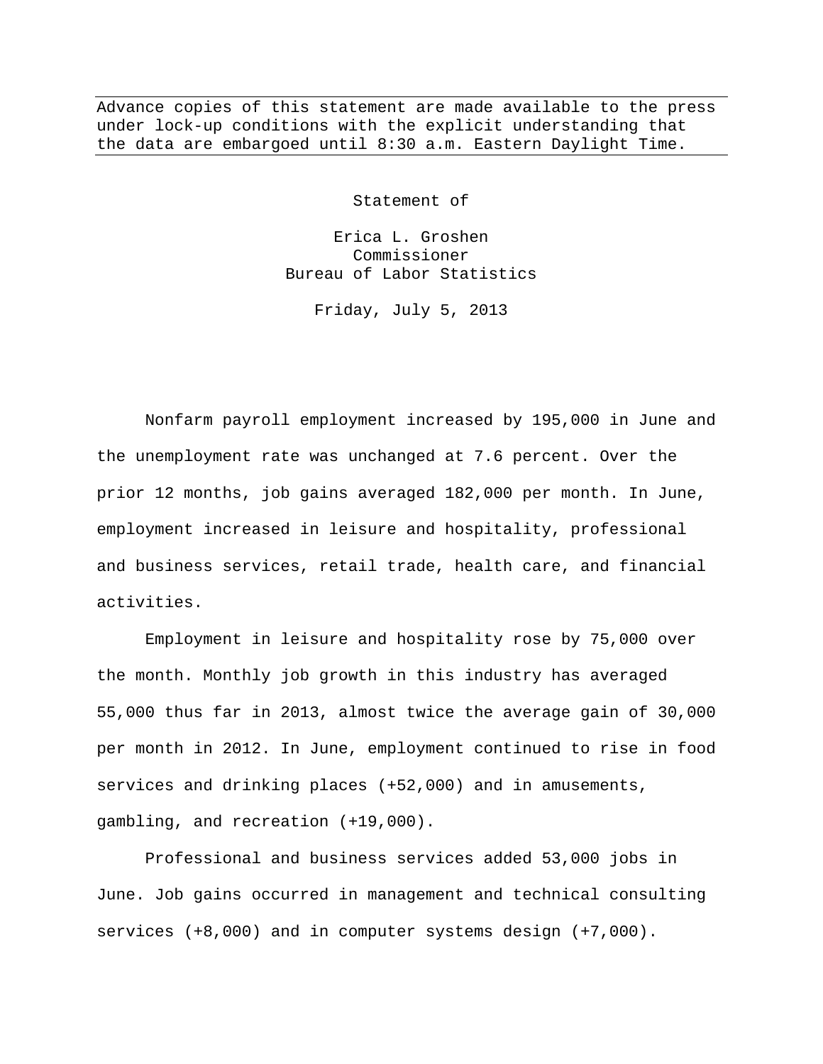Advance copies of this statement are made available to the press under lock-up conditions with the explicit understanding that the data are embargoed until 8:30 a.m. Eastern Daylight Time.

Statement of

Erica L. Groshen
Commissioner
Bureau of Labor Statistics

Friday, July 5, 2013

Nonfarm payroll employment increased by 195,000 in June and the unemployment rate was unchanged at 7.6 percent. Over the prior 12 months, job gains averaged 182,000 per month. In June, employment increased in leisure and hospitality, professional and business services, retail trade, health care, and financial activities.

Employment in leisure and hospitality rose by 75,000 over the month. Monthly job growth in this industry has averaged 55,000 thus far in 2013, almost twice the average gain of 30,000 per month in 2012. In June, employment continued to rise in food services and drinking places (+52,000) and in amusements, gambling, and recreation (+19,000).

Professional and business services added 53,000 jobs in June. Job gains occurred in management and technical consulting services (+8,000) and in computer systems design (+7,000).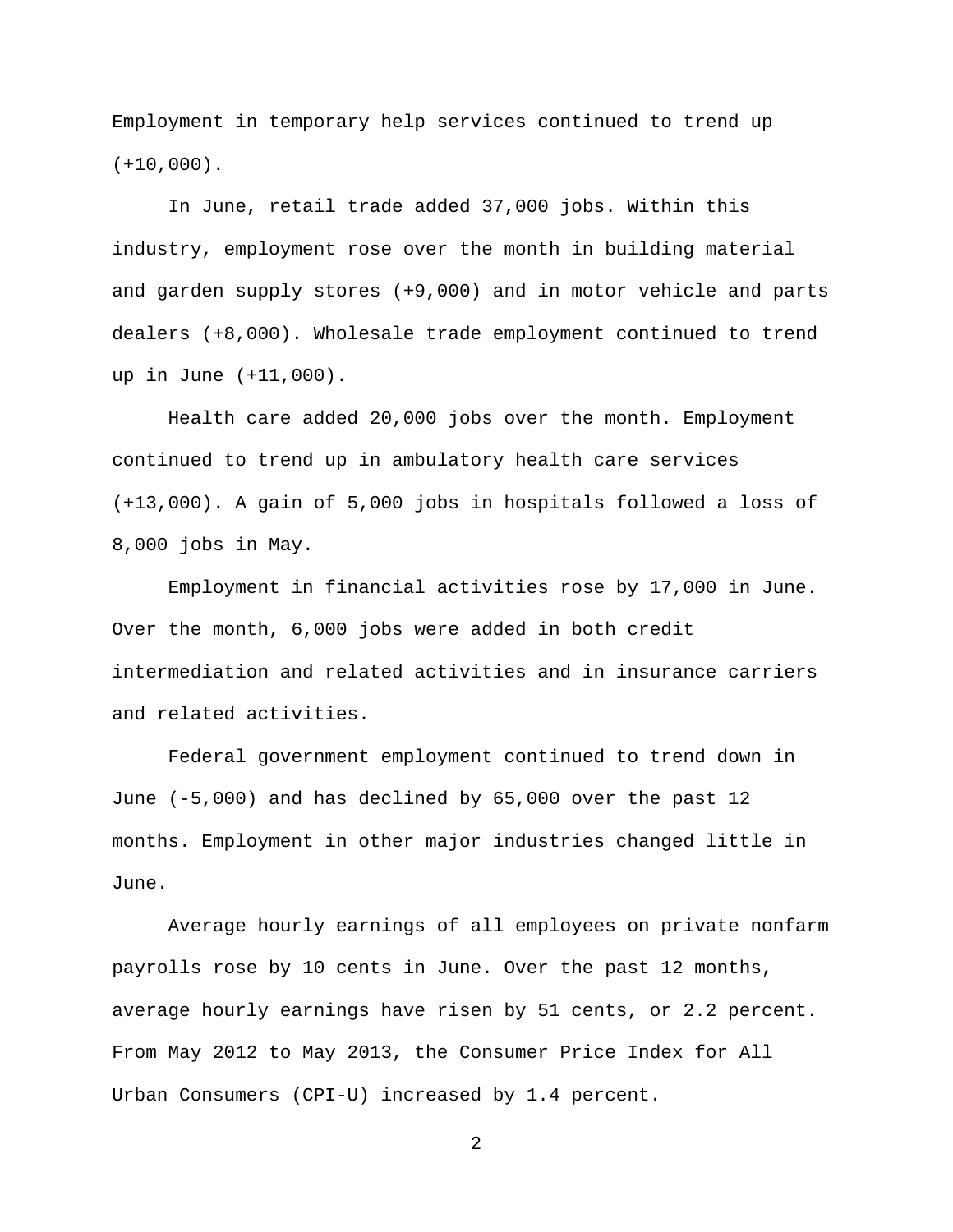Employment in temporary help services continued to trend up (+10,000).

In June, retail trade added 37,000 jobs. Within this industry, employment rose over the month in building material and garden supply stores (+9,000) and in motor vehicle and parts dealers (+8,000). Wholesale trade employment continued to trend up in June (+11,000).

Health care added 20,000 jobs over the month. Employment continued to trend up in ambulatory health care services (+13,000). A gain of 5,000 jobs in hospitals followed a loss of 8,000 jobs in May.

Employment in financial activities rose by 17,000 in June. Over the month, 6,000 jobs were added in both credit intermediation and related activities and in insurance carriers and related activities.

Federal government employment continued to trend down in June (-5,000) and has declined by 65,000 over the past 12 months. Employment in other major industries changed little in June.

Average hourly earnings of all employees on private nonfarm payrolls rose by 10 cents in June. Over the past 12 months, average hourly earnings have risen by 51 cents, or 2.2 percent. From May 2012 to May 2013, the Consumer Price Index for All Urban Consumers (CPI-U) increased by 1.4 percent.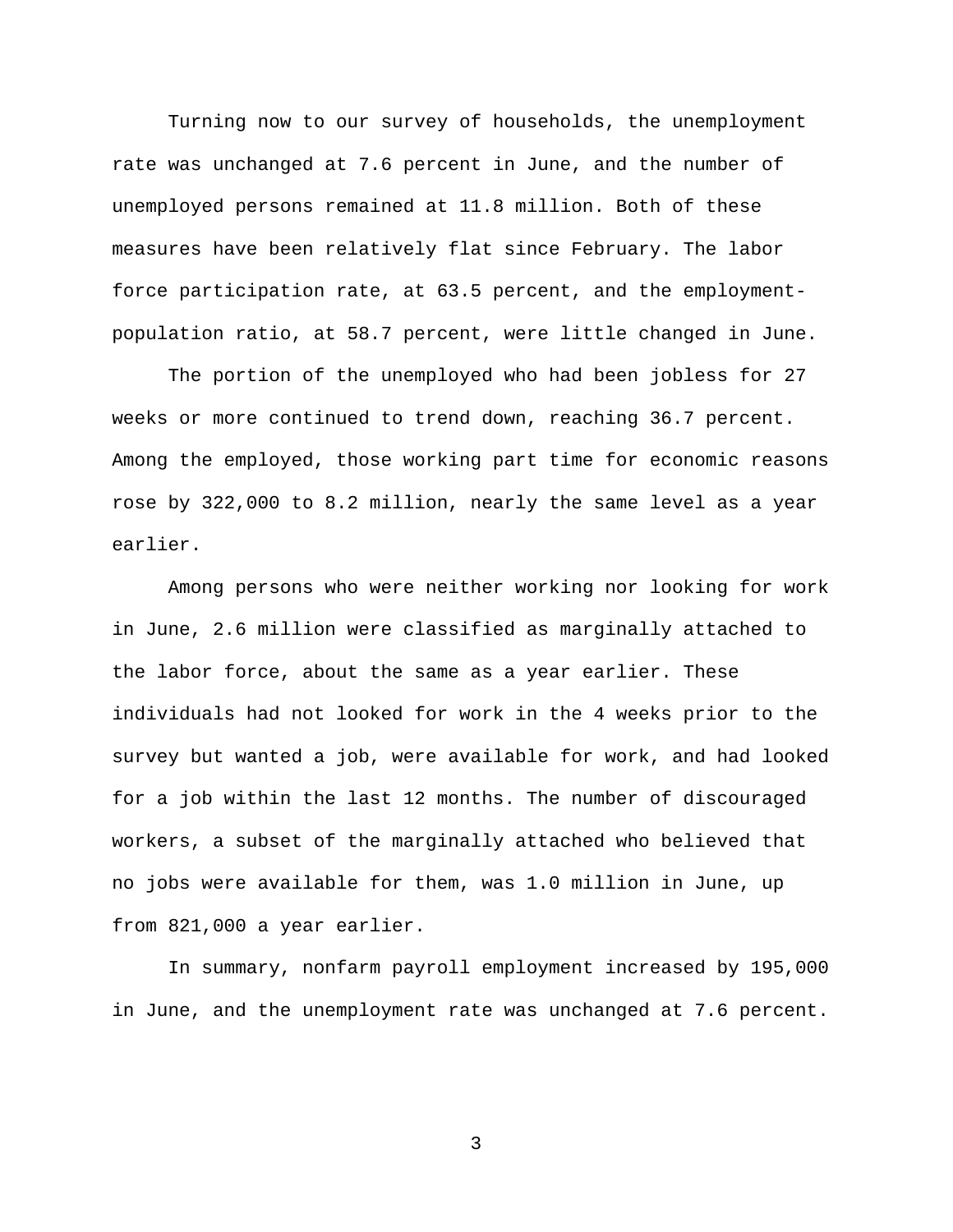Turning now to our survey of households, the unemployment rate was unchanged at 7.6 percent in June, and the number of unemployed persons remained at 11.8 million. Both of these measures have been relatively flat since February. The labor force participation rate, at 63.5 percent, and the employment-population ratio, at 58.7 percent, were little changed in June.

The portion of the unemployed who had been jobless for 27 weeks or more continued to trend down, reaching 36.7 percent. Among the employed, those working part time for economic reasons rose by 322,000 to 8.2 million, nearly the same level as a year earlier.

Among persons who were neither working nor looking for work in June, 2.6 million were classified as marginally attached to the labor force, about the same as a year earlier. These individuals had not looked for work in the 4 weeks prior to the survey but wanted a job, were available for work, and had looked for a job within the last 12 months. The number of discouraged workers, a subset of the marginally attached who believed that no jobs were available for them, was 1.0 million in June, up from 821,000 a year earlier.

In summary, nonfarm payroll employment increased by 195,000 in June, and the unemployment rate was unchanged at 7.6 percent.